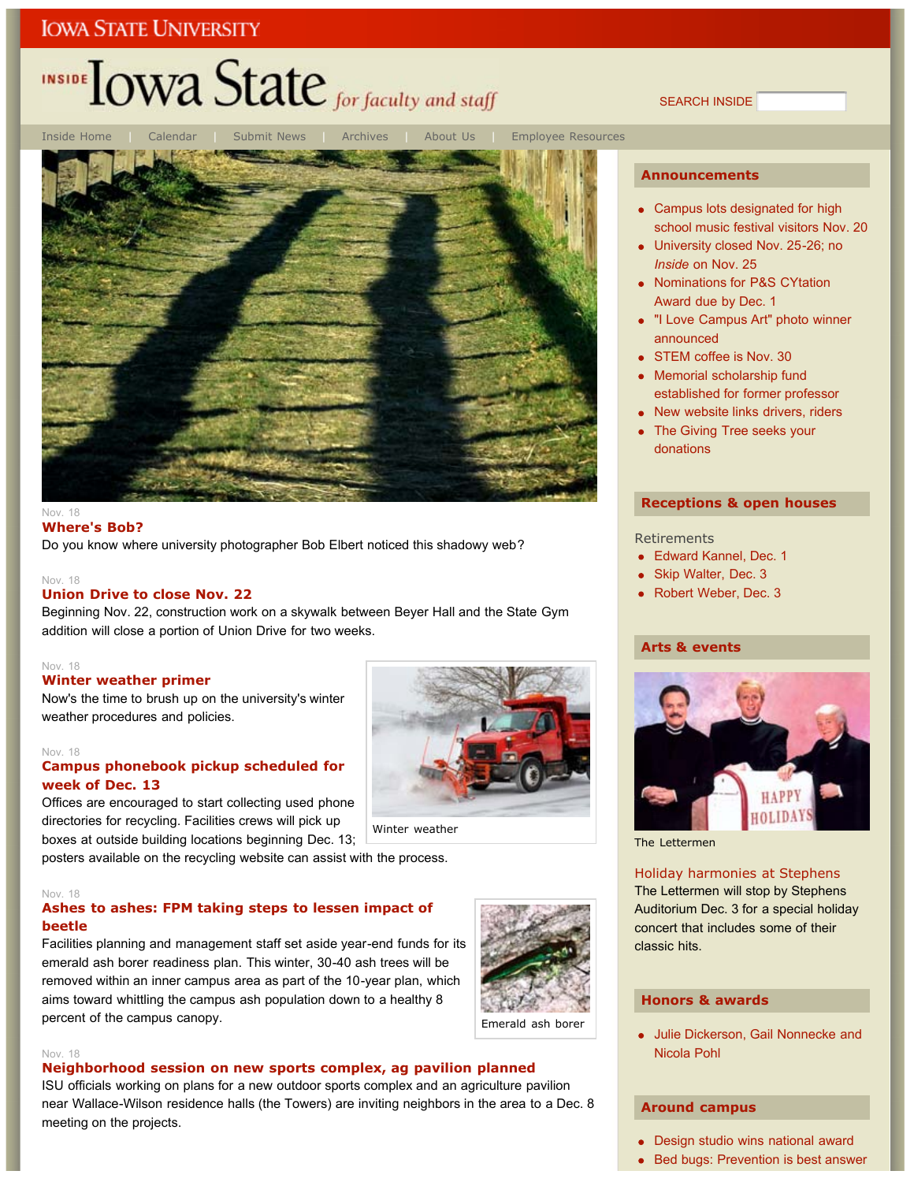IOWA STATE UNIVERSITY

# INSIDE Iowa State *for faculty and staff*

SEARCH INSIDE

Inside Home | Calendar | Submit News | Archives | About Us | Employee Resources

Nov. 18

## Where's Bob?

Do you know where university photographer Bob Elbert noticed this shadowy web?

Nov. 18

## Union Drive to close Nov. 22

Beginning Nov. 22, construction work on a skywalk between Beyer Hall and the State Gym addition will close a portion of Union Drive for two weeks.

Nov. 18

## Winter weather primer

Now's the time to brush up on the university's winter weather procedures and policies.

Winter weather

Nov. 18

## Campus phonebook pickup scheduled for week of Dec. 13

Offices are encouraged to start collecting used phone directories for recycling. Facilities crews will pick up boxes at outside building locations beginning Dec. 13; posters available on the recycling website can assist with the process.

Nov. 18

## Ashes to ashes: FPM taking steps to lessen impact of beetle

Facilities planning and management staff set aside year-end funds for its emerald ash borer readiness plan. This winter, 30-40 ash trees will be removed within an inner campus area as part of the 10-year plan, which aims toward whittling the campus ash population down to a healthy 8 percent of the campus canopy.

Emerald ash borer

Nov. 18

## Neighborhood session on new sports complex, ag pavilion planned

ISU officials working on plans for a new outdoor sports complex and an agriculture pavilion near Wallace-Wilson residence halls (the Towers) are inviting neighbors in the area to a Dec. 8 meeting on the projects.

## Announcements

- Campus lots designated for high school music festival visitors Nov. 20
- University closed Nov. 25-26; no *Inside* on Nov. 25
- Nominations for P&S CYtation Award due by Dec. 1
- "I Love Campus Art" photo winner announced
- STEM coffee is Nov. 30
- Memorial scholarship fund established for former professor
- New website links drivers, riders
- The Giving Tree seeks your donations

## Receptions & open houses

Retirements

- Edward Kannel, Dec. 1
- Skip Walter, Dec. 3
- Robert Weber, Dec. 3

## Arts & events

The Lettermen

### Holiday harmonies at Stephens

The Lettermen will stop by Stephens Auditorium Dec. 3 for a special holiday concert that includes some of their classic hits.

## Honors & awards

- Julie Dickerson, Gail Nonnecke and Nicola Pohl

## Around campus

- Design studio wins national award
- Bed bugs: Prevention is best answer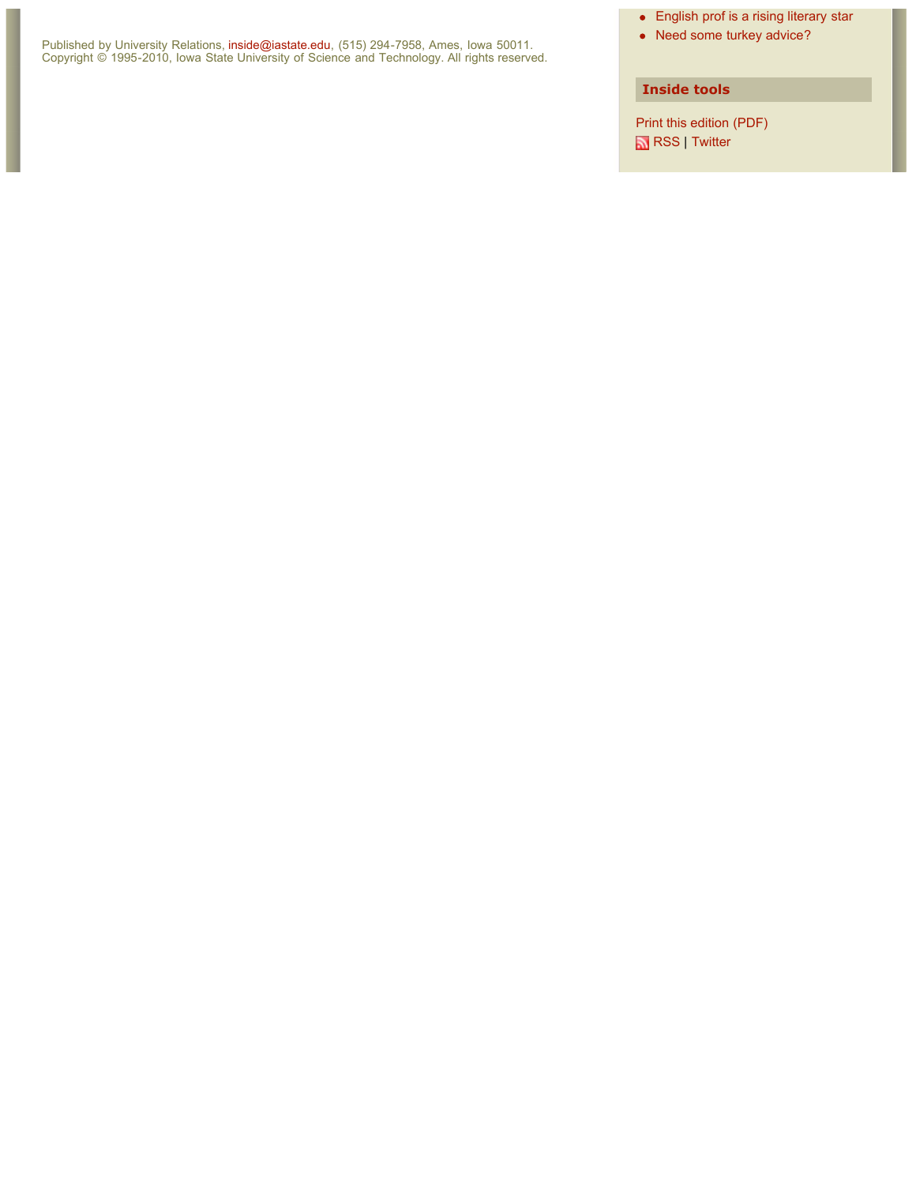Published by University Relations, inside@iastate.edu, (515) 294-7958, Ames, Iowa 50011.
Copyright © 1995-2010, Iowa State University of Science and Technology. All rights reserved.

- English prof is a rising literary star
- Need some turkey advice?

## Inside tools

Print this edition (PDF)
RSS | Twitter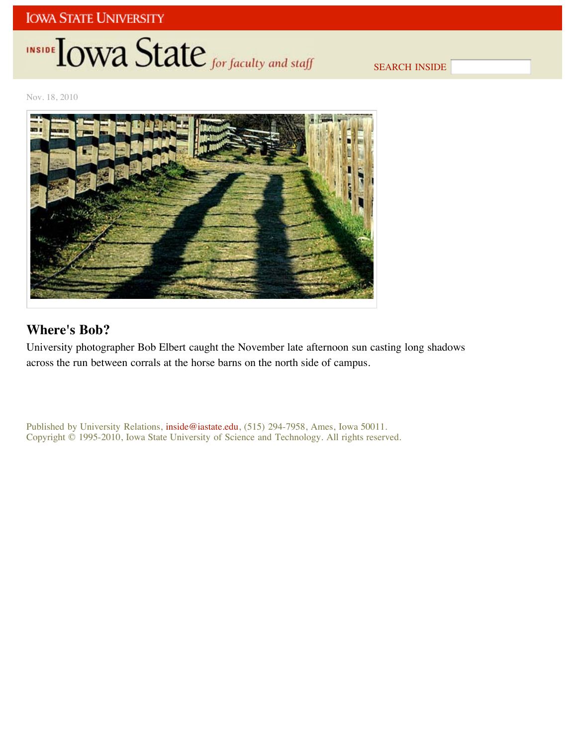Nov. 18, 2010

## Where's Bob?

University photographer Bob Elbert caught the November late afternoon sun casting long shadows across the run between corrals at the horse barns on the north side of campus.

Published by University Relations, inside@iastate.edu, (515) 294-7958, Ames, Iowa 50011.
Copyright © 1995-2010, Iowa State University of Science and Technology. All rights reserved.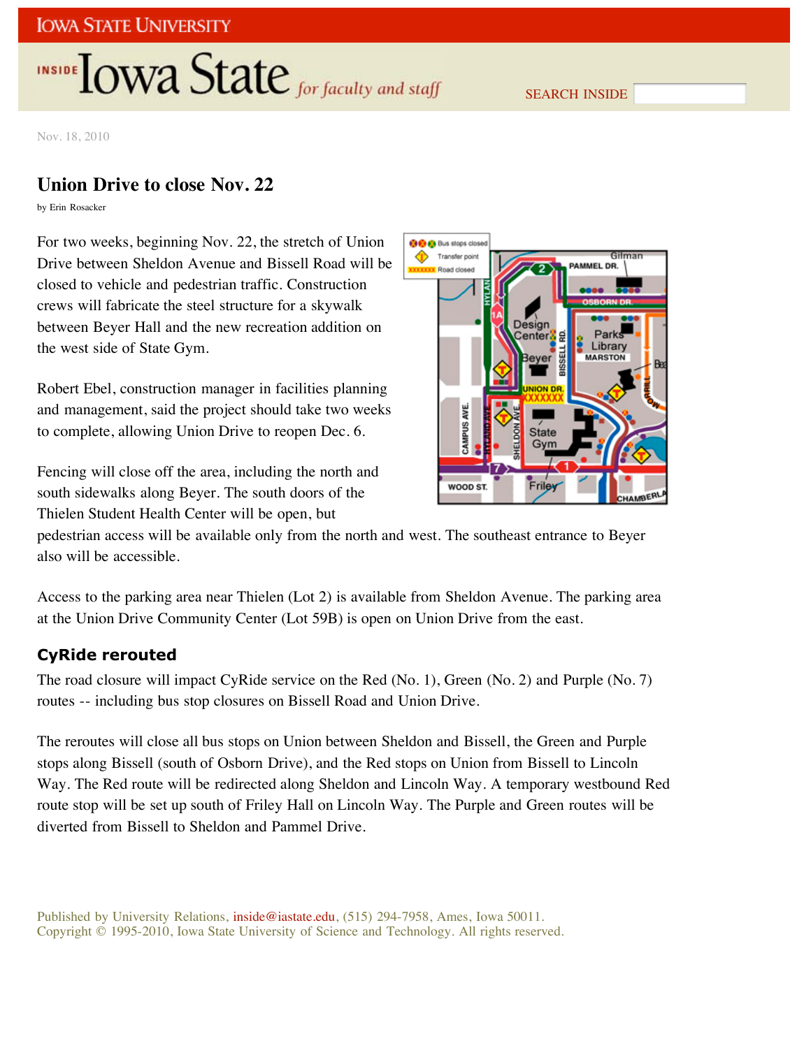Nov. 18, 2010

## Union Drive to close Nov. 22

by Erin Rosacker

For two weeks, beginning Nov. 22, the stretch of Union Drive between Sheldon Avenue and Bissell Road will be closed to vehicle and pedestrian traffic. Construction crews will fabricate the steel structure for a skywalk between Beyer Hall and the new recreation addition on the west side of State Gym.

Robert Ebel, construction manager in facilities planning and management, said the project should take two weeks to complete, allowing Union Drive to reopen Dec. 6.

Fencing will close off the area, including the north and south sidewalks along Beyer. The south doors of the Thielen Student Health Center will be open, but pedestrian access will be available only from the north and west. The southeast entrance to Beyer also will be accessible.

Access to the parking area near Thielen (Lot 2) is available from Sheldon Avenue. The parking area at the Union Drive Community Center (Lot 59B) is open on Union Drive from the east.

### CyRide rerouted

The road closure will impact CyRide service on the Red (No. 1), Green (No. 2) and Purple (No. 7) routes -- including bus stop closures on Bissell Road and Union Drive.

The reroutes will close all bus stops on Union between Sheldon and Bissell, the Green and Purple stops along Bissell (south of Osborn Drive), and the Red stops on Union from Bissell to Lincoln Way. The Red route will be redirected along Sheldon and Lincoln Way. A temporary westbound Red route stop will be set up south of Friley Hall on Lincoln Way. The Purple and Green routes will be diverted from Bissell to Sheldon and Pammel Drive.

Published by University Relations, inside@iastate.edu, (515) 294-7958, Ames, Iowa 50011.
Copyright © 1995-2010, Iowa State University of Science and Technology. All rights reserved.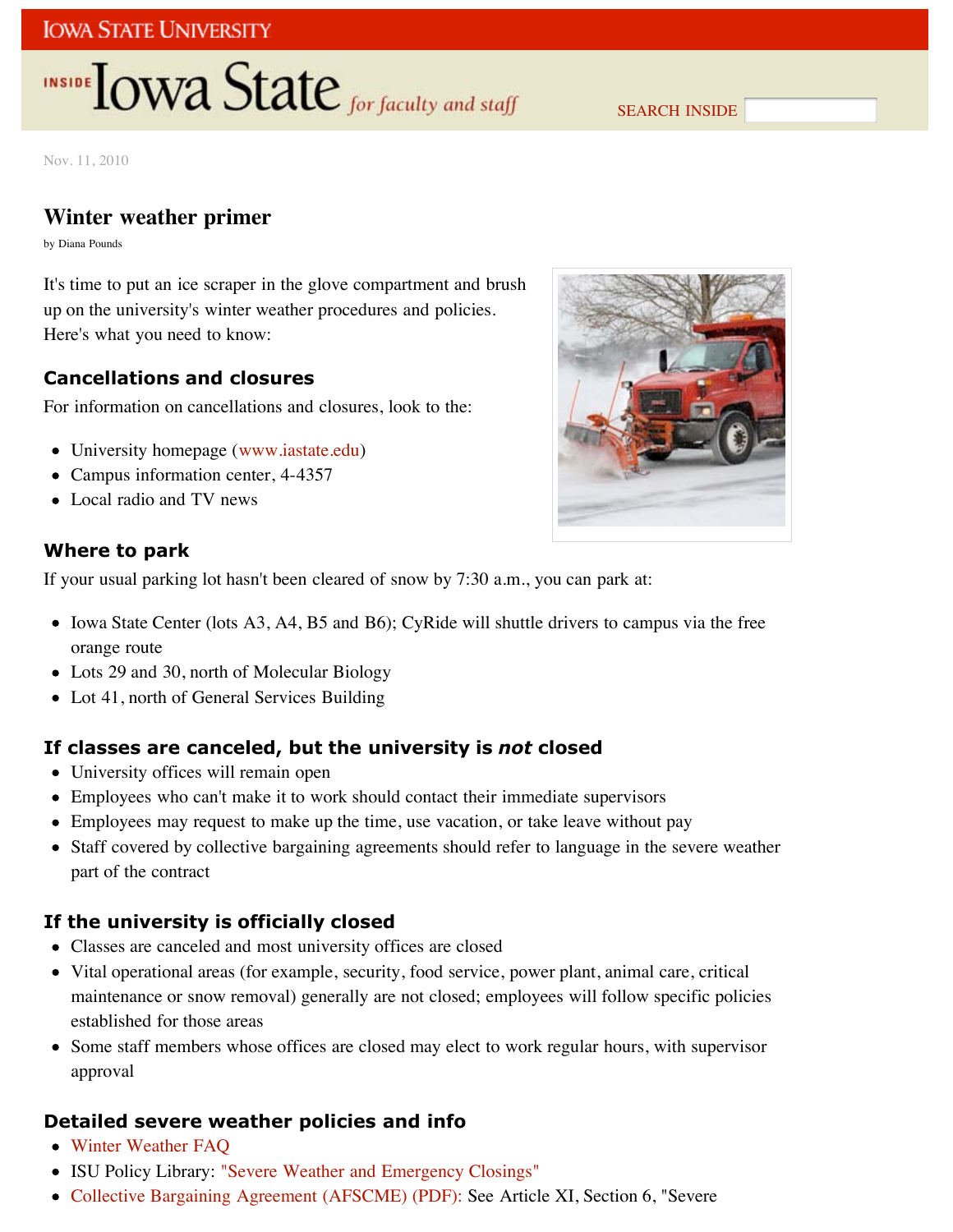Nov. 11, 2010

## Winter weather primer

by Diana Pounds

It's time to put an ice scraper in the glove compartment and brush up on the university's winter weather procedures and policies. Here's what you need to know:

### Cancellations and closures

For information on cancellations and closures, look to the:

- University homepage (www.iastate.edu)
- Campus information center, 4-4357
- Local radio and TV news

### Where to park

If your usual parking lot hasn't been cleared of snow by 7:30 a.m., you can park at:

- Iowa State Center (lots A3, A4, B5 and B6); CyRide will shuttle drivers to campus via the free orange route
- Lots 29 and 30, north of Molecular Biology
- Lot 41, north of General Services Building

### If classes are canceled, but the university is *not* closed

- University offices will remain open
- Employees who can't make it to work should contact their immediate supervisors
- Employees may request to make up the time, use vacation, or take leave without pay
- Staff covered by collective bargaining agreements should refer to language in the severe weather part of the contract

### If the university is officially closed

- Classes are canceled and most university offices are closed
- Vital operational areas (for example, security, food service, power plant, animal care, critical maintenance or snow removal) generally are not closed; employees will follow specific policies established for those areas
- Some staff members whose offices are closed may elect to work regular hours, with supervisor approval

### Detailed severe weather policies and info

- Winter Weather FAQ
- ISU Policy Library: "Severe Weather and Emergency Closings"
- Collective Bargaining Agreement (AFSCME) (PDF): See Article XI, Section 6, "Severe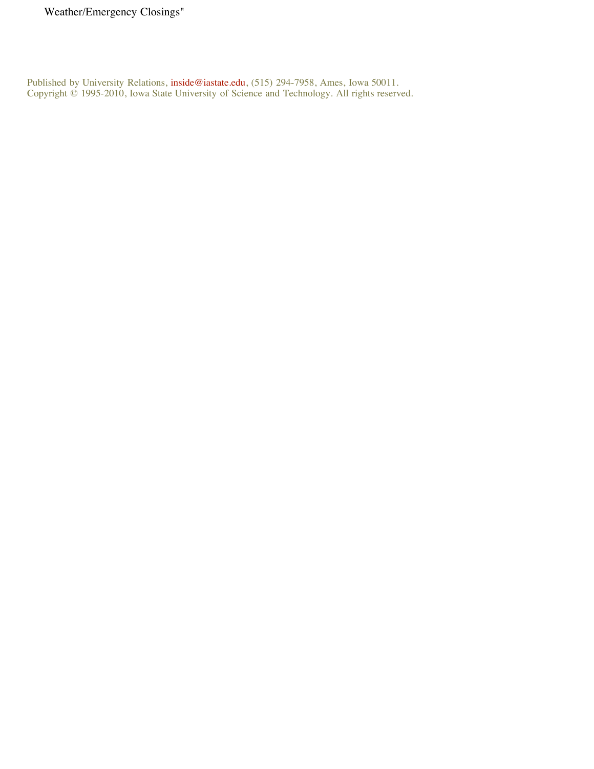Weather/Emergency Closings"

Published by University Relations, inside@iastate.edu, (515) 294-7958, Ames, Iowa 50011.
Copyright © 1995-2010, Iowa State University of Science and Technology. All rights reserved.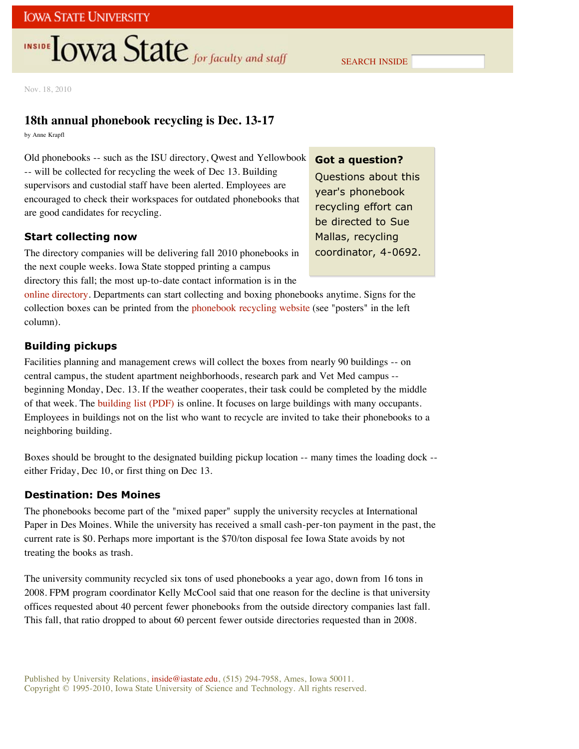Nov. 18, 2010

# 18th annual phonebook recycling is Dec. 13-17

by Anne Krapfl

Old phonebooks -- such as the ISU directory, Qwest and Yellowbook -- will be collected for recycling the week of Dec 13. Building supervisors and custodial staff have been alerted. Employees are encouraged to check their workspaces for outdated phonebooks that are good candidates for recycling.

> **Got a question?**
>
> Questions about this year's phonebook recycling effort can be directed to Sue Mallas, recycling coordinator, 4-0692.

## Start collecting now

The directory companies will be delivering fall 2010 phonebooks in the next couple weeks. Iowa State stopped printing a campus directory this fall; the most up-to-date contact information is in the online directory. Departments can start collecting and boxing phonebooks anytime. Signs for the collection boxes can be printed from the phonebook recycling website (see "posters" in the left column).

## Building pickups

Facilities planning and management crews will collect the boxes from nearly 90 buildings -- on central campus, the student apartment neighborhoods, research park and Vet Med campus -- beginning Monday, Dec. 13. If the weather cooperates, their task could be completed by the middle of that week. The building list (PDF) is online. It focuses on large buildings with many occupants. Employees in buildings not on the list who want to recycle are invited to take their phonebooks to a neighboring building.

Boxes should be brought to the designated building pickup location -- many times the loading dock -- either Friday, Dec 10, or first thing on Dec 13.

## Destination: Des Moines

The phonebooks become part of the "mixed paper" supply the university recycles at International Paper in Des Moines. While the university has received a small cash-per-ton payment in the past, the current rate is $0. Perhaps more important is the $70/ton disposal fee Iowa State avoids by not treating the books as trash.

The university community recycled six tons of used phonebooks a year ago, down from 16 tons in 2008. FPM program coordinator Kelly McCool said that one reason for the decline is that university offices requested about 40 percent fewer phonebooks from the outside directory companies last fall. This fall, that ratio dropped to about 60 percent fewer outside directories requested than in 2008.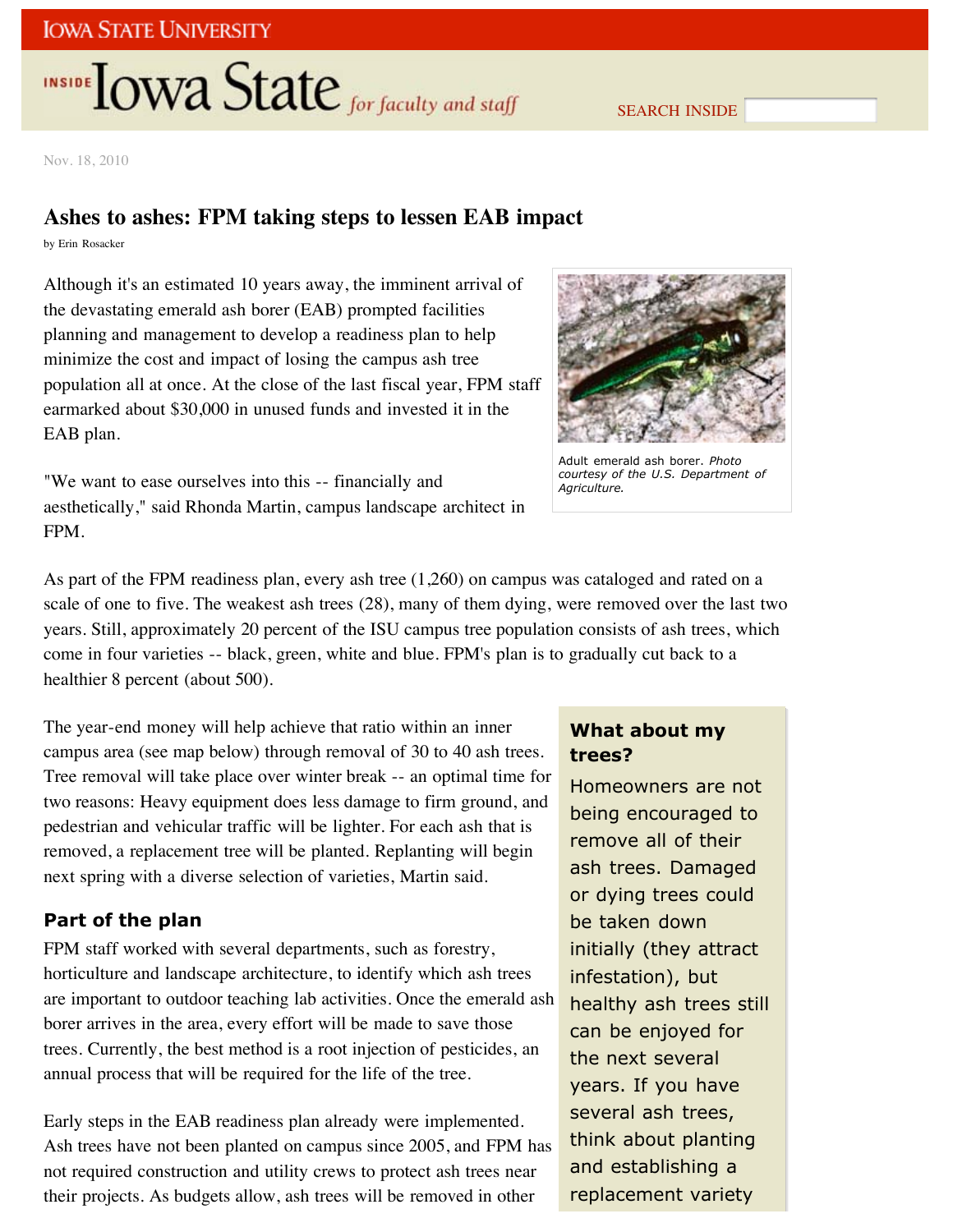Nov. 18, 2010

## Ashes to ashes: FPM taking steps to lessen EAB impact

by Erin Rosacker

Although it's an estimated 10 years away, the imminent arrival of the devastating emerald ash borer (EAB) prompted facilities planning and management to develop a readiness plan to help minimize the cost and impact of losing the campus ash tree population all at once. At the close of the last fiscal year, FPM staff earmarked about $30,000 in unused funds and invested it in the EAB plan.

Adult emerald ash borer. *Photo courtesy of the U.S. Department of Agriculture.*

"We want to ease ourselves into this -- financially and aesthetically," said Rhonda Martin, campus landscape architect in FPM.

As part of the FPM readiness plan, every ash tree (1,260) on campus was cataloged and rated on a scale of one to five. The weakest ash trees (28), many of them dying, were removed over the last two years. Still, approximately 20 percent of the ISU campus tree population consists of ash trees, which come in four varieties -- black, green, white and blue. FPM's plan is to gradually cut back to a healthier 8 percent (about 500).

The year-end money will help achieve that ratio within an inner campus area (see map below) through removal of 30 to 40 ash trees. Tree removal will take place over winter break -- an optimal time for two reasons: Heavy equipment does less damage to firm ground, and pedestrian and vehicular traffic will be lighter. For each ash that is removed, a replacement tree will be planted. Replanting will begin next spring with a diverse selection of varieties, Martin said.

### Part of the plan

FPM staff worked with several departments, such as forestry, horticulture and landscape architecture, to identify which ash trees are important to outdoor teaching lab activities. Once the emerald ash borer arrives in the area, every effort will be made to save those trees. Currently, the best method is a root injection of pesticides, an annual process that will be required for the life of the tree.

Early steps in the EAB readiness plan already were implemented. Ash trees have not been planted on campus since 2005, and FPM has not required construction and utility crews to protect ash trees near their projects. As budgets allow, ash trees will be removed in other

### What about my trees?

Homeowners are not being encouraged to remove all of their ash trees. Damaged or dying trees could be taken down initially (they attract infestation), but healthy ash trees still can be enjoyed for the next several years. If you have several ash trees, think about planting and establishing a replacement variety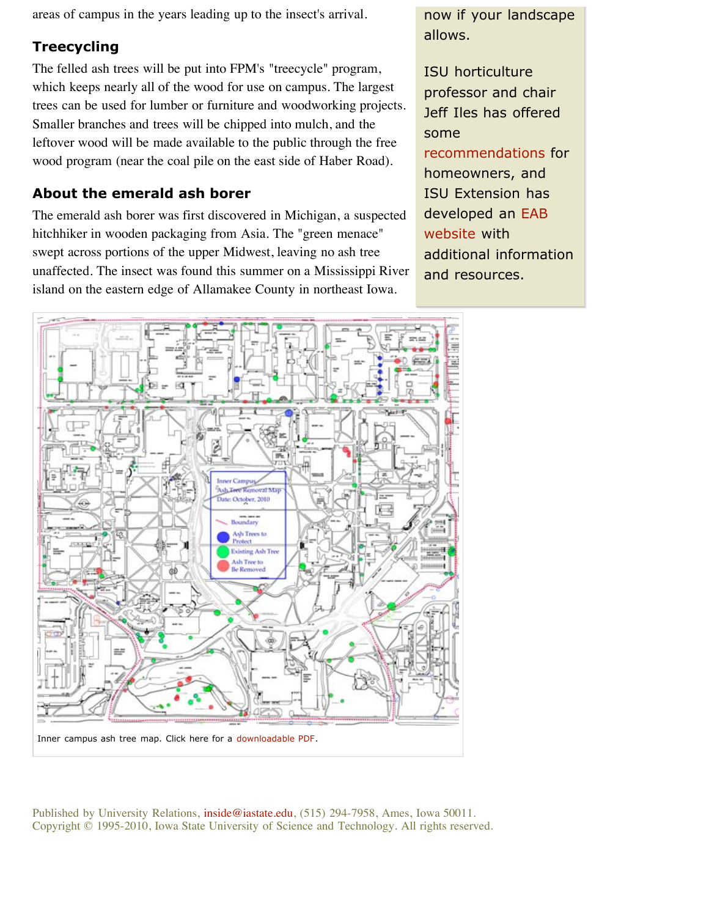areas of campus in the years leading up to the insect's arrival.

## Treecycling

The felled ash trees will be put into FPM's "treecycle" program, which keeps nearly all of the wood for use on campus. The largest trees can be used for lumber or furniture and woodworking projects. Smaller branches and trees will be chipped into mulch, and the leftover wood will be made available to the public through the free wood program (near the coal pile on the east side of Haber Road).

## About the emerald ash borer

The emerald ash borer was first discovered in Michigan, a suspected hitchhiker in wooden packaging from Asia. The "green menace" swept across portions of the upper Midwest, leaving no ash tree unaffected. The insect was found this summer on a Mississippi River island on the eastern edge of Allamakee County in northeast Iowa.

now if your landscape allows.

ISU horticulture professor and chair Jeff Iles has offered some recommendations for homeowners, and ISU Extension has developed an EAB website with additional information and resources.

Inner campus ash tree map. Click here for a downloadable PDF.

Published by University Relations, inside@iastate.edu, (515) 294-7958, Ames, Iowa 50011.
Copyright © 1995-2010, Iowa State University of Science and Technology. All rights reserved.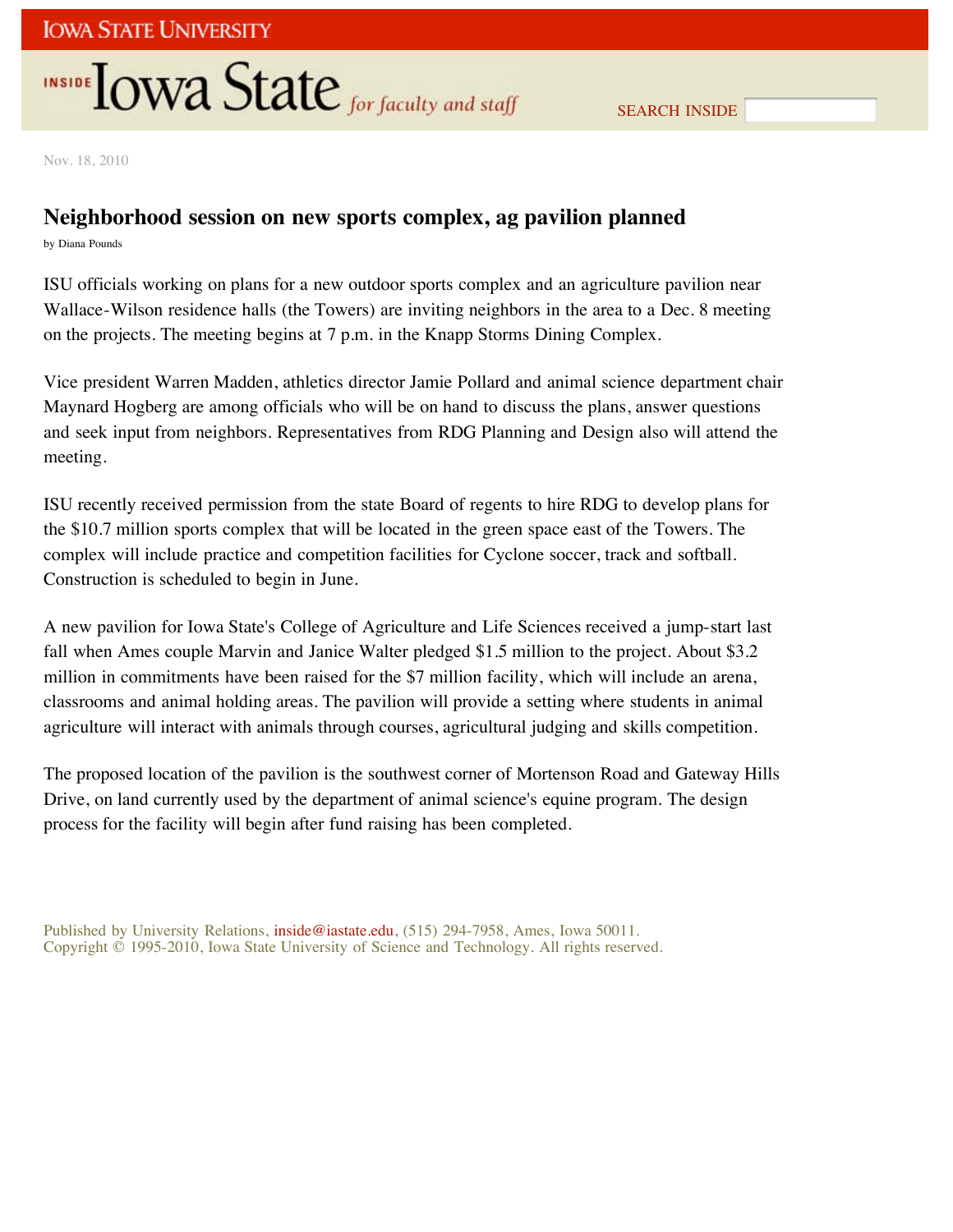Nov. 18, 2010

## Neighborhood session on new sports complex, ag pavilion planned

by Diana Pounds

ISU officials working on plans for a new outdoor sports complex and an agriculture pavilion near Wallace-Wilson residence halls (the Towers) are inviting neighbors in the area to a Dec. 8 meeting on the projects. The meeting begins at 7 p.m. in the Knapp Storms Dining Complex.

Vice president Warren Madden, athletics director Jamie Pollard and animal science department chair Maynard Hogberg are among officials who will be on hand to discuss the plans, answer questions and seek input from neighbors. Representatives from RDG Planning and Design also will attend the meeting.

ISU recently received permission from the state Board of regents to hire RDG to develop plans for the $10.7 million sports complex that will be located in the green space east of the Towers. The complex will include practice and competition facilities for Cyclone soccer, track and softball. Construction is scheduled to begin in June.

A new pavilion for Iowa State's College of Agriculture and Life Sciences received a jump-start last fall when Ames couple Marvin and Janice Walter pledged $1.5 million to the project. About $3.2 million in commitments have been raised for the $7 million facility, which will include an arena, classrooms and animal holding areas. The pavilion will provide a setting where students in animal agriculture will interact with animals through courses, agricultural judging and skills competition.

The proposed location of the pavilion is the southwest corner of Mortenson Road and Gateway Hills Drive, on land currently used by the department of animal science's equine program. The design process for the facility will begin after fund raising has been completed.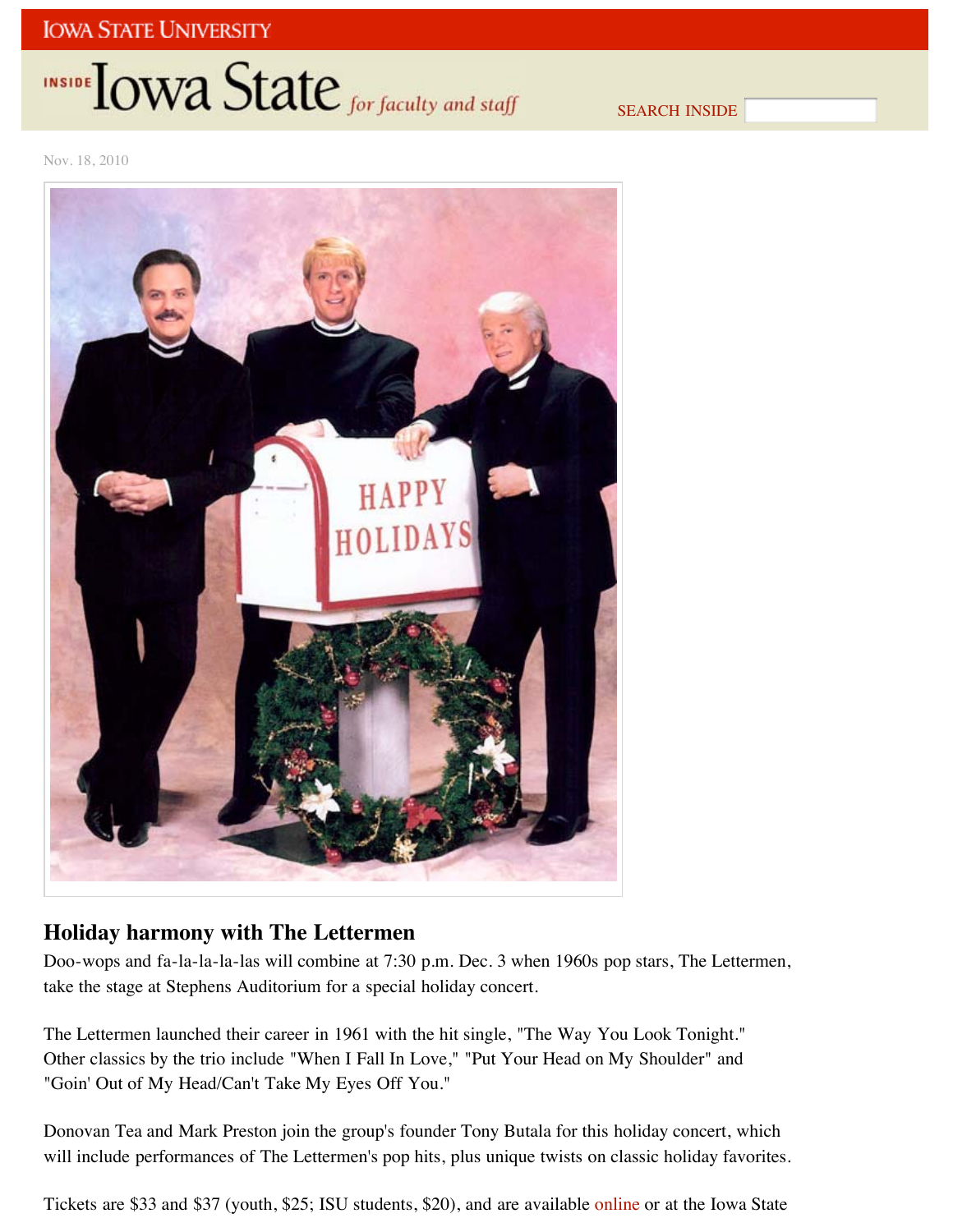Nov. 18, 2010

## Holiday harmony with The Lettermen

Doo-wops and fa-la-la-la-las will combine at 7:30 p.m. Dec. 3 when 1960s pop stars, The Lettermen, take the stage at Stephens Auditorium for a special holiday concert.

The Lettermen launched their career in 1961 with the hit single, "The Way You Look Tonight." Other classics by the trio include "When I Fall In Love," "Put Your Head on My Shoulder" and "Goin' Out of My Head/Can't Take My Eyes Off You."

Donovan Tea and Mark Preston join the group's founder Tony Butala for this holiday concert, which will include performances of The Lettermen's pop hits, plus unique twists on classic holiday favorites.

Tickets are $33 and $37 (youth, $25; ISU students, $20), and are available online or at the Iowa State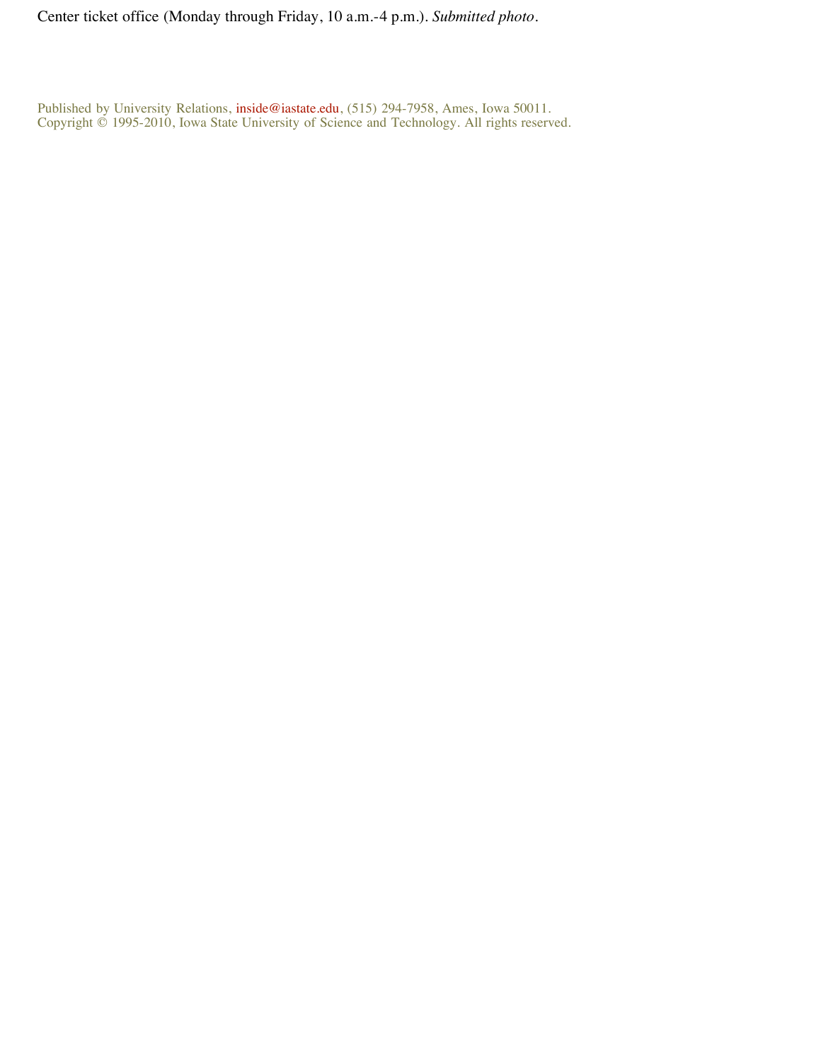Center ticket office (Monday through Friday, 10 a.m.-4 p.m.). *Submitted photo*.

Published by University Relations, inside@iastate.edu, (515) 294-7958, Ames, Iowa 50011.
Copyright © 1995-2010, Iowa State University of Science and Technology. All rights reserved.